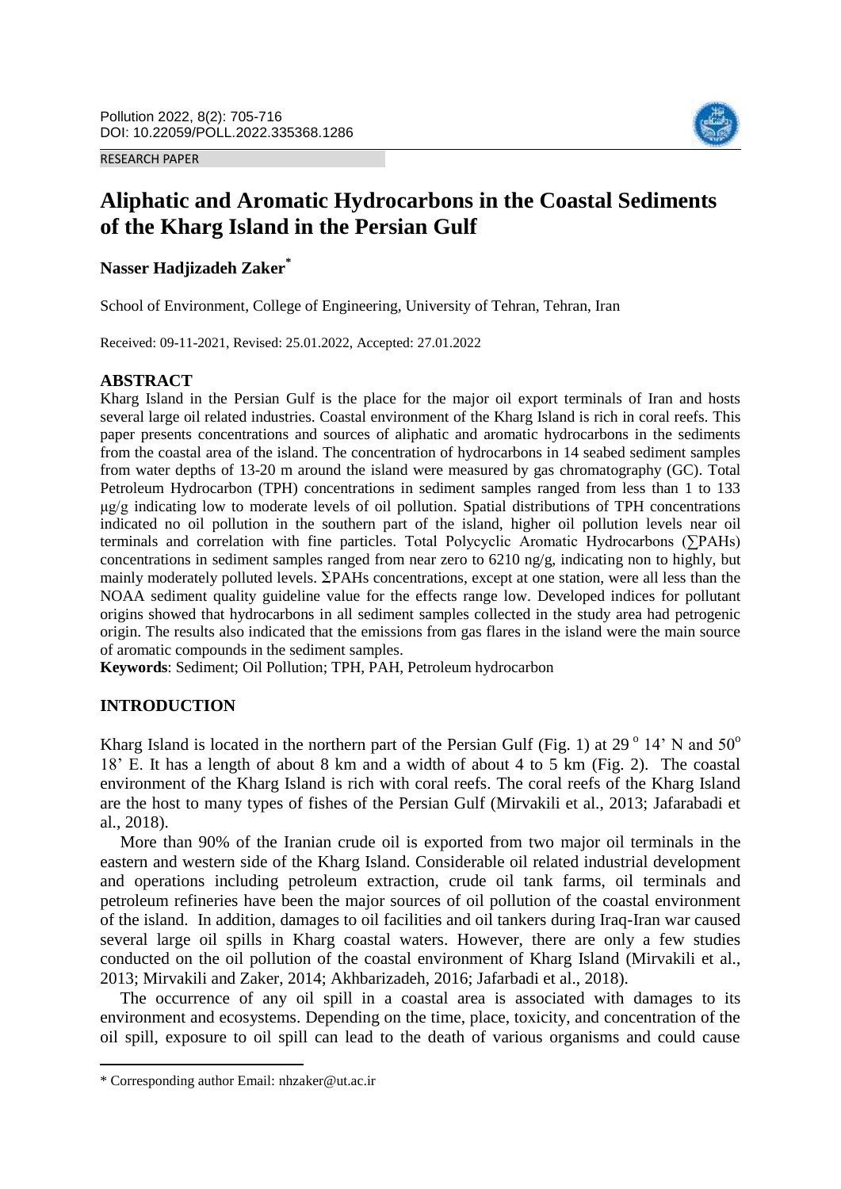RESEARCH PAPER

# Aliphatic and Aromatic Hydrocarbons in the Coastal Sediments of the Kharg Island in the Persian Gulf

**Nasser Hadjizadeh Zaker***

School of Environment, College of Engineering, University of Tehran, Tehran, Iran

Received: 09-11-2021, Revised: 25.01.2022, Accepted: 27.01.2022

## ABSTRACT

Kharg Island in the Persian Gulf is the place for the major oil export terminals of Iran and hosts several large oil related industries. Coastal environment of the Kharg Island is rich in coral reefs. This paper presents concentrations and sources of aliphatic and aromatic hydrocarbons in the sediments from the coastal area of the island. The concentration of hydrocarbons in 14 seabed sediment samples from water depths of 13-20 m around the island were measured by gas chromatography (GC). Total Petroleum Hydrocarbon (TPH) concentrations in sediment samples ranged from less than 1 to 133 μg/g indicating low to moderate levels of oil pollution. Spatial distributions of TPH concentrations indicated no oil pollution in the southern part of the island, higher oil pollution levels near oil terminals and correlation with fine particles. Total Polycyclic Aromatic Hydrocarbons (∑PAHs) concentrations in sediment samples ranged from near zero to 6210 ng/g, indicating non to highly, but mainly moderately polluted levels. ΣPAHs concentrations, except at one station, were all less than the NOAA sediment quality guideline value for the effects range low. Developed indices for pollutant origins showed that hydrocarbons in all sediment samples collected in the study area had petrogenic origin. The results also indicated that the emissions from gas flares in the island were the main source of aromatic compounds in the sediment samples.

**Keywords**: Sediment; Oil Pollution; TPH, PAH, Petroleum hydrocarbon

## INTRODUCTION

Kharg Island is located in the northern part of the Persian Gulf (Fig. 1) at 29 $^{o}$ 14' N and 50$^{o}$ 18' E. It has a length of about 8 km and a width of about 4 to 5 km (Fig. 2). The coastal environment of the Kharg Island is rich with coral reefs. The coral reefs of the Kharg Island are the host to many types of fishes of the Persian Gulf (Mirvakili et al., 2013; Jafarabadi et al., 2018).

More than 90% of the Iranian crude oil is exported from two major oil terminals in the eastern and western side of the Kharg Island. Considerable oil related industrial development and operations including petroleum extraction, crude oil tank farms, oil terminals and petroleum refineries have been the major sources of oil pollution of the coastal environment of the island. In addition, damages to oil facilities and oil tankers during Iraq-Iran war caused several large oil spills in Kharg coastal waters. However, there are only a few studies conducted on the oil pollution of the coastal environment of Kharg Island (Mirvakili et al., 2013; Mirvakili and Zaker, 2014; Akhbarizadeh, 2016; Jafarbadi et al., 2018).

The occurrence of any oil spill in a coastal area is associated with damages to its environment and ecosystems. Depending on the time, place, toxicity, and concentration of the oil spill, exposure to oil spill can lead to the death of various organisms and could cause

\* Corresponding author Email: nhzaker@ut.ac.ir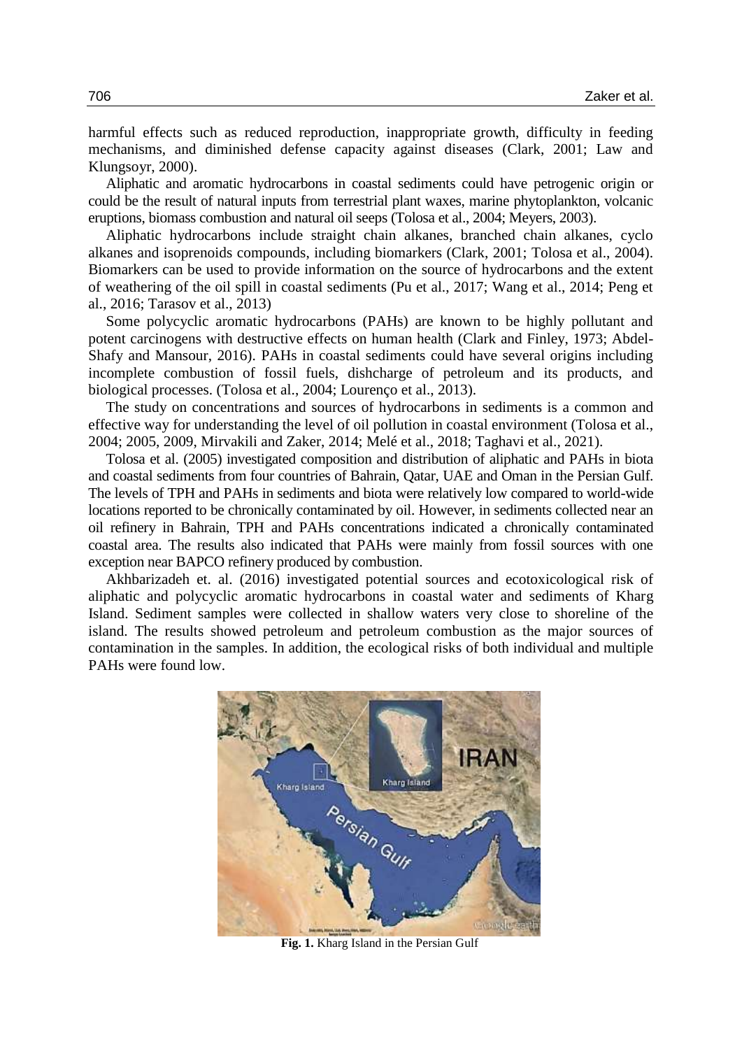harmful effects such as reduced reproduction, inappropriate growth, difficulty in feeding mechanisms, and diminished defense capacity against diseases (Clark, 2001; Law and Klungsoyr, 2000).

Aliphatic and aromatic hydrocarbons in coastal sediments could have petrogenic origin or could be the result of natural inputs from terrestrial plant waxes, marine phytoplankton, volcanic eruptions, biomass combustion and natural oil seeps (Tolosa et al., 2004; Meyers, 2003).

Aliphatic hydrocarbons include straight chain alkanes, branched chain alkanes, cyclo alkanes and isoprenoids compounds, including biomarkers (Clark, 2001; Tolosa et al., 2004). Biomarkers can be used to provide information on the source of hydrocarbons and the extent of weathering of the oil spill in coastal sediments (Pu et al., 2017; Wang et al., 2014; Peng et al., 2016; Tarasov et al., 2013)

Some polycyclic aromatic hydrocarbons (PAHs) are known to be highly pollutant and potent carcinogens with destructive effects on human health (Clark and Finley, 1973; Abdel-Shafy and Mansour, 2016). PAHs in coastal sediments could have several origins including incomplete combustion of fossil fuels, dishcharge of petroleum and its products, and biological processes. (Tolosa et al., 2004; Lourenço et al., 2013).

The study on concentrations and sources of hydrocarbons in sediments is a common and effective way for understanding the level of oil pollution in coastal environment (Tolosa et al., 2004; 2005, 2009, Mirvakili and Zaker, 2014; Melé et al., 2018; Taghavi et al., 2021).

Tolosa et al. (2005) investigated composition and distribution of aliphatic and PAHs in biota and coastal sediments from four countries of Bahrain, Qatar, UAE and Oman in the Persian Gulf. The levels of TPH and PAHs in sediments and biota were relatively low compared to world-wide locations reported to be chronically contaminated by oil. However, in sediments collected near an oil refinery in Bahrain, TPH and PAHs concentrations indicated a chronically contaminated coastal area. The results also indicated that PAHs were mainly from fossil sources with one exception near BAPCO refinery produced by combustion.

Akhbarizadeh et. al. (2016) investigated potential sources and ecotoxicological risk of aliphatic and polycyclic aromatic hydrocarbons in coastal water and sediments of Kharg Island. Sediment samples were collected in shallow waters very close to shoreline of the island. The results showed petroleum and petroleum combustion as the major sources of contamination in the samples. In addition, the ecological risks of both individual and multiple PAHs were found low.

**Fig. 1.** Kharg Island in the Persian Gulf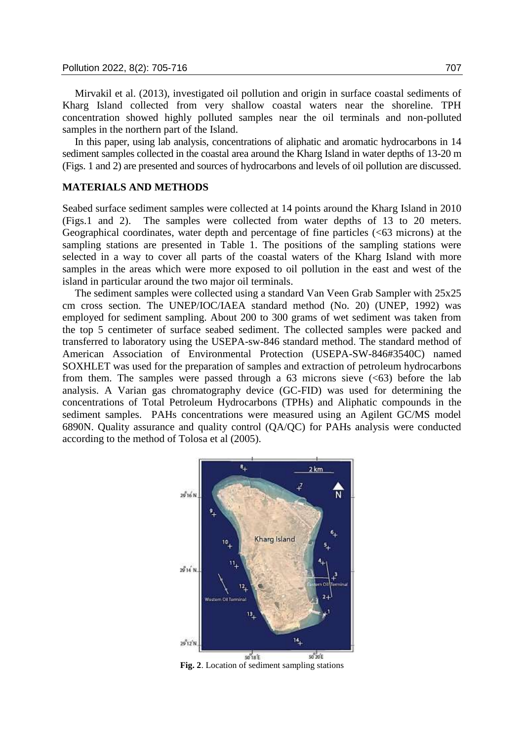Mirvakil et al. (2013), investigated oil pollution and origin in surface coastal sediments of Kharg Island collected from very shallow coastal waters near the shoreline. TPH concentration showed highly polluted samples near the oil terminals and non-polluted samples in the northern part of the Island.

In this paper, using lab analysis, concentrations of aliphatic and aromatic hydrocarbons in 14 sediment samples collected in the coastal area around the Kharg Island in water depths of 13-20 m (Figs. 1 and 2) are presented and sources of hydrocarbons and levels of oil pollution are discussed.

## MATERIALS AND METHODS

Seabed surface sediment samples were collected at 14 points around the Kharg Island in 2010 (Figs.1 and 2). The samples were collected from water depths of 13 to 20 meters. Geographical coordinates, water depth and percentage of fine particles (<63 microns) at the sampling stations are presented in Table 1. The positions of the sampling stations were selected in a way to cover all parts of the coastal waters of the Kharg Island with more samples in the areas which were more exposed to oil pollution in the east and west of the island in particular around the two major oil terminals.

The sediment samples were collected using a standard Van Veen Grab Sampler with 25x25 cm cross section. The UNEP/IOC/IAEA standard method (No. 20) (UNEP, 1992) was employed for sediment sampling. About 200 to 300 grams of wet sediment was taken from the top 5 centimeter of surface seabed sediment. The collected samples were packed and transferred to laboratory using the USEPA-sw-846 standard method. The standard method of American Association of Environmental Protection (USEPA-SW-846#3540C) named SOXHLET was used for the preparation of samples and extraction of petroleum hydrocarbons from them. The samples were passed through a 63 microns sieve (<63) before the lab analysis. A Varian gas chromatography device (GC-FID) was used for determining the concentrations of Total Petroleum Hydrocarbons (TPHs) and Aliphatic compounds in the sediment samples. PAHs concentrations were measured using an Agilent GC/MS model 6890N. Quality assurance and quality control (QA/QC) for PAHs analysis were conducted according to the method of Tolosa et al (2005).

**Fig. 2**. Location of sediment sampling stations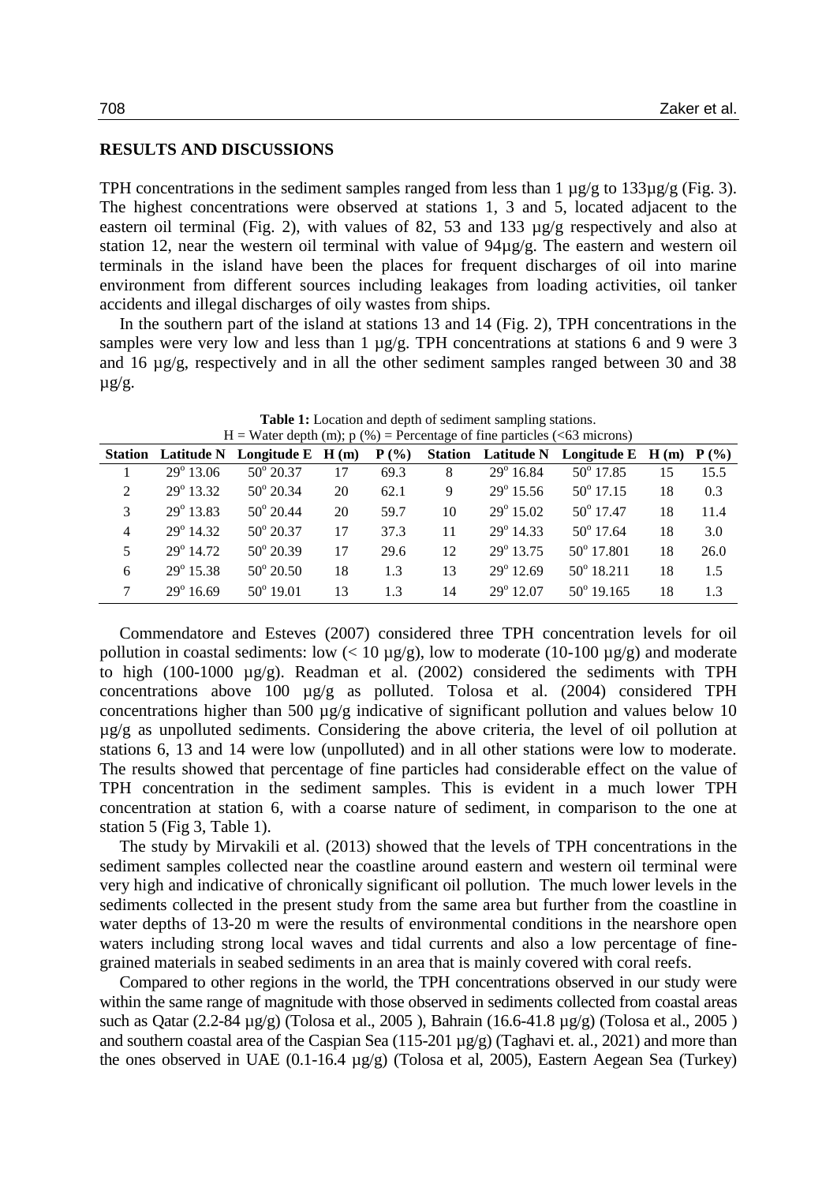## RESULTS AND DISCUSSIONS

TPH concentrations in the sediment samples ranged from less than 1 µg/g to 133µg/g (Fig. 3). The highest concentrations were observed at stations 1, 3 and 5, located adjacent to the eastern oil terminal (Fig. 2), with values of 82, 53 and 133 µg/g respectively and also at station 12, near the western oil terminal with value of 94µg/g. The eastern and western oil terminals in the island have been the places for frequent discharges of oil into marine environment from different sources including leakages from loading activities, oil tanker accidents and illegal discharges of oily wastes from ships.

In the southern part of the island at stations 13 and 14 (Fig. 2), TPH concentrations in the samples were very low and less than 1 µg/g. TPH concentrations at stations 6 and 9 were 3 and 16 µg/g, respectively and in all the other sediment samples ranged between 30 and 38 µg/g.

**Table 1:** Location and depth of sediment sampling stations.
H = Water depth (m); p (%) = Percentage of fine particles (<63 microns)

| Station | Latitude N | Longitude E | H (m) | P (%) | Station | Latitude N | Longitude E | H (m) | P (%) |
|---|---|---|---|---|---|---|---|---|---|
| 1 | 29° 13.06 | 50° 20.37 | 17 | 69.3 | 8 | 29° 16.84 | 50° 17.85 | 15 | 15.5 |
| 2 | 29° 13.32 | 50° 20.34 | 20 | 62.1 | 9 | 29° 15.56 | 50° 17.15 | 18 | 0.3 |
| 3 | 29° 13.83 | 50° 20.44 | 20 | 59.7 | 10 | 29° 15.02 | 50° 17.47 | 18 | 11.4 |
| 4 | 29° 14.32 | 50° 20.37 | 17 | 37.3 | 11 | 29° 14.33 | 50° 17.64 | 18 | 3.0 |
| 5 | 29° 14.72 | 50° 20.39 | 17 | 29.6 | 12 | 29° 13.75 | 50° 17.801 | 18 | 26.0 |
| 6 | 29° 15.38 | 50° 20.50 | 18 | 1.3 | 13 | 29° 12.69 | 50° 18.211 | 18 | 1.5 |
| 7 | 29° 16.69 | 50° 19.01 | 13 | 1.3 | 14 | 29° 12.07 | 50° 19.165 | 18 | 1.3 |

Commendatore and Esteves (2007) considered three TPH concentration levels for oil pollution in coastal sediments: low (< 10 µg/g), low to moderate (10-100 µg/g) and moderate to high (100-1000 µg/g). Readman et al. (2002) considered the sediments with TPH concentrations above 100 µg/g as polluted. Tolosa et al. (2004) considered TPH concentrations higher than 500 µg/g indicative of significant pollution and values below 10 µg/g as unpolluted sediments. Considering the above criteria, the level of oil pollution at stations 6, 13 and 14 were low (unpolluted) and in all other stations were low to moderate. The results showed that percentage of fine particles had considerable effect on the value of TPH concentration in the sediment samples. This is evident in a much lower TPH concentration at station 6, with a coarse nature of sediment, in comparison to the one at station 5 (Fig 3, Table 1).

The study by Mirvakili et al. (2013) showed that the levels of TPH concentrations in the sediment samples collected near the coastline around eastern and western oil terminal were very high and indicative of chronically significant oil pollution. The much lower levels in the sediments collected in the present study from the same area but further from the coastline in water depths of 13-20 m were the results of environmental conditions in the nearshore open waters including strong local waves and tidal currents and also a low percentage of fine-grained materials in seabed sediments in an area that is mainly covered with coral reefs.

Compared to other regions in the world, the TPH concentrations observed in our study were within the same range of magnitude with those observed in sediments collected from coastal areas such as Qatar (2.2-84 µg/g) (Tolosa et al., 2005 ), Bahrain (16.6-41.8 µg/g) (Tolosa et al., 2005 ) and southern coastal area of the Caspian Sea (115-201 µg/g) (Taghavi et. al., 2021) and more than the ones observed in UAE (0.1-16.4 µg/g) (Tolosa et al, 2005), Eastern Aegean Sea (Turkey)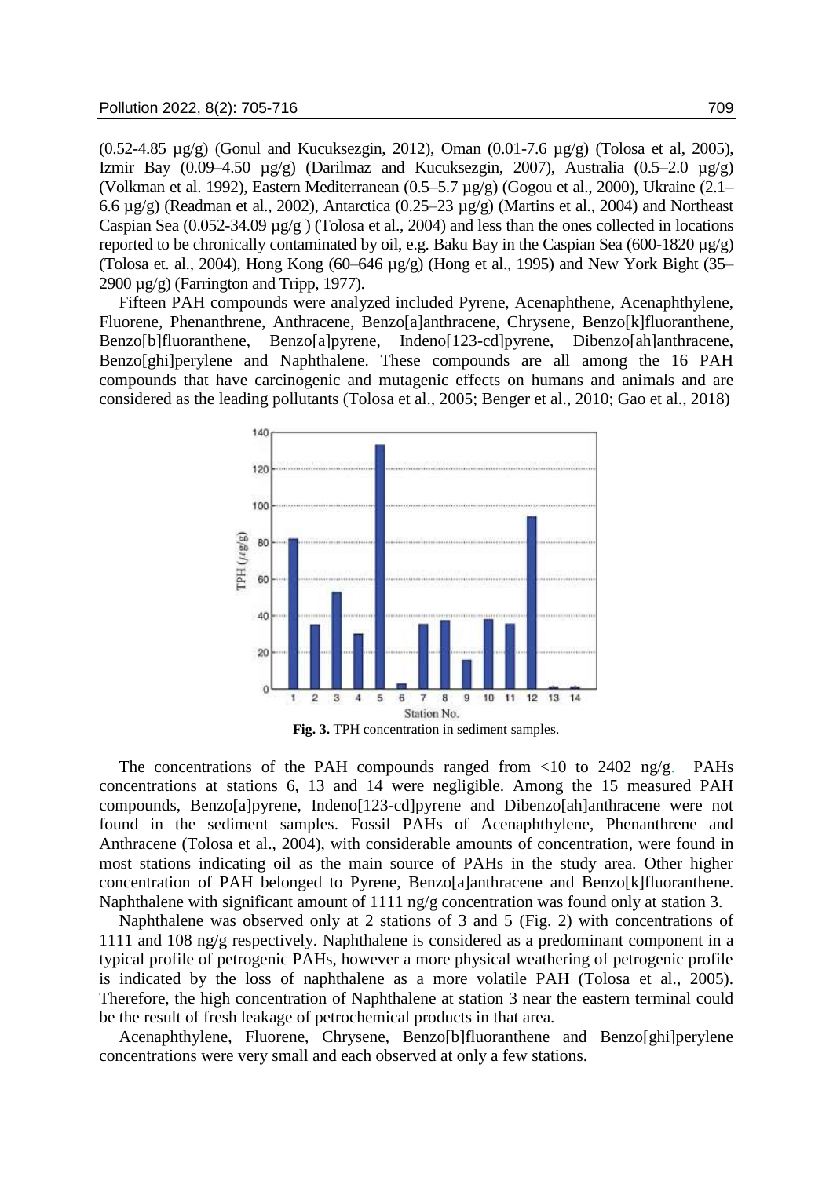(0.52-4.85 µg/g) (Gonul and Kucuksezgin, 2012), Oman (0.01-7.6 µg/g) (Tolosa et al, 2005), Izmir Bay (0.09–4.50 µg/g) (Darilmaz and Kucuksezgin, 2007), Australia (0.5–2.0 µg/g) (Volkman et al. 1992), Eastern Mediterranean (0.5–5.7 µg/g) (Gogou et al., 2000), Ukraine (2.1–6.6 µg/g) (Readman et al., 2002), Antarctica (0.25–23 µg/g) (Martins et al., 2004) and Northeast Caspian Sea (0.052-34.09 µg/g ) (Tolosa et al., 2004) and less than the ones collected in locations reported to be chronically contaminated by oil, e.g. Baku Bay in the Caspian Sea (600-1820 µg/g) (Tolosa et. al., 2004), Hong Kong (60–646 µg/g) (Hong et al., 1995) and New York Bight (35–2900 µg/g) (Farrington and Tripp, 1977).

Fifteen PAH compounds were analyzed included Pyrene, Acenaphthene, Acenaphthylene, Fluorene, Phenanthrene, Anthracene, Benzo[a]anthracene, Chrysene, Benzo[k]fluoranthene, Benzo[b]fluoranthene, Benzo[a]pyrene, Indeno[123-cd]pyrene, Dibenzo[ah]anthracene, Benzo[ghi]perylene and Naphthalene. These compounds are all among the 16 PAH compounds that have carcinogenic and mutagenic effects on humans and animals and are considered as the leading pollutants (Tolosa et al., 2005; Benger et al., 2010; Gao et al., 2018)

**Fig. 3.** TPH concentration in sediment samples.

The concentrations of the PAH compounds ranged from <10 to 2402 ng/g. PAHs concentrations at stations 6, 13 and 14 were negligible. Among the 15 measured PAH compounds, Benzo[a]pyrene, Indeno[123-cd]pyrene and Dibenzo[ah]anthracene were not found in the sediment samples. Fossil PAHs of Acenaphthylene, Phenanthrene and Anthracene (Tolosa et al., 2004), with considerable amounts of concentration, were found in most stations indicating oil as the main source of PAHs in the study area. Other higher concentration of PAH belonged to Pyrene, Benzo[a]anthracene and Benzo[k]fluoranthene. Naphthalene with significant amount of 1111 ng/g concentration was found only at station 3.

Naphthalene was observed only at 2 stations of 3 and 5 (Fig. 2) with concentrations of 1111 and 108 ng/g respectively. Naphthalene is considered as a predominant component in a typical profile of petrogenic PAHs, however a more physical weathering of petrogenic profile is indicated by the loss of naphthalene as a more volatile PAH (Tolosa et al., 2005). Therefore, the high concentration of Naphthalene at station 3 near the eastern terminal could be the result of fresh leakage of petrochemical products in that area.

Acenaphthylene, Fluorene, Chrysene, Benzo[b]fluoranthene and Benzo[ghi]perylene concentrations were very small and each observed at only a few stations.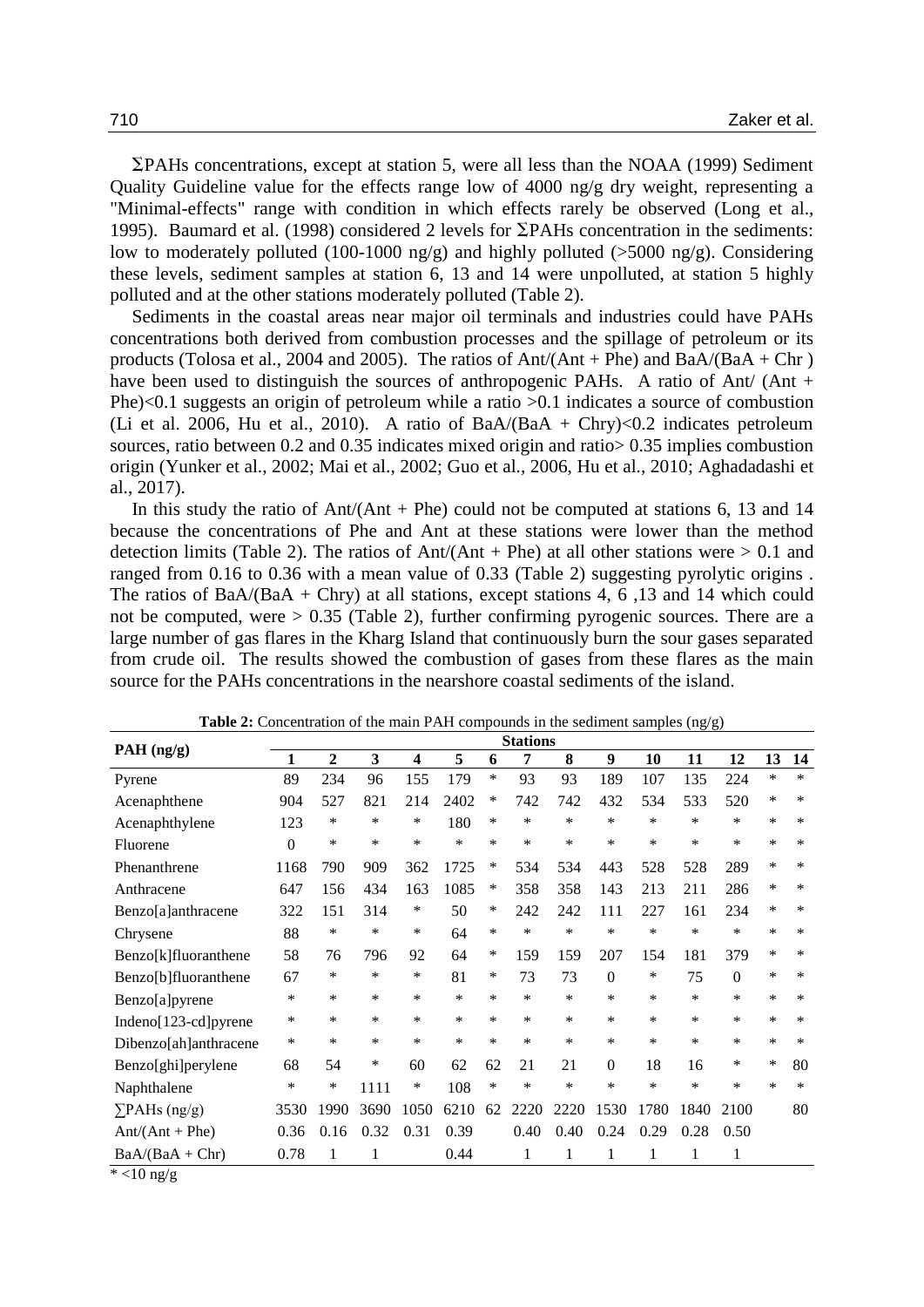ΣPAHs concentrations, except at station 5, were all less than the NOAA (1999) Sediment Quality Guideline value for the effects range low of 4000 ng/g dry weight, representing a "Minimal-effects" range with condition in which effects rarely be observed (Long et al., 1995). Baumard et al. (1998) considered 2 levels for ΣPAHs concentration in the sediments: low to moderately polluted (100-1000 ng/g) and highly polluted (>5000 ng/g). Considering these levels, sediment samples at station 6, 13 and 14 were unpolluted, at station 5 highly polluted and at the other stations moderately polluted (Table 2).

Sediments in the coastal areas near major oil terminals and industries could have PAHs concentrations both derived from combustion processes and the spillage of petroleum or its products (Tolosa et al., 2004 and 2005). The ratios of Ant/(Ant + Phe) and BaA/(BaA + Chr ) have been used to distinguish the sources of anthropogenic PAHs. A ratio of Ant/ (Ant + Phe)<0.1 suggests an origin of petroleum while a ratio >0.1 indicates a source of combustion (Li et al. 2006, Hu et al., 2010). A ratio of BaA/(BaA + Chry)<0.2 indicates petroleum sources, ratio between 0.2 and 0.35 indicates mixed origin and ratio> 0.35 implies combustion origin (Yunker et al., 2002; Mai et al., 2002; Guo et al., 2006, Hu et al., 2010; Aghadadashi et al., 2017).

In this study the ratio of Ant/(Ant + Phe) could not be computed at stations 6, 13 and 14 because the concentrations of Phe and Ant at these stations were lower than the method detection limits (Table 2). The ratios of Ant/(Ant + Phe) at all other stations were > 0.1 and ranged from 0.16 to 0.36 with a mean value of 0.33 (Table 2) suggesting pyrolytic origins . The ratios of BaA/(BaA + Chry) at all stations, except stations 4, 6 ,13 and 14 which could not be computed, were > 0.35 (Table 2), further confirming pyrogenic sources. There are a large number of gas flares in the Kharg Island that continuously burn the sour gases separated from crude oil. The results showed the combustion of gases from these flares as the main source for the PAHs concentrations in the nearshore coastal sediments of the island.

**Table 2:** Concentration of the main PAH compounds in the sediment samples (ng/g)

| PAH (ng/g) | Stations | | | | | | | | | | | | | |
|---|---|---|---|---|---|---|---|---|---|---|---|---|---|---|
| | 1 | 2 | 3 | 4 | 5 | 6 | 7 | 8 | 9 | 10 | 11 | 12 | 13 | 14 |
| Pyrene | 89 | 234 | 96 | 155 | 179 | * | 93 | 93 | 189 | 107 | 135 | 224 | * | * |
| Acenaphthene | 904 | 527 | 821 | 214 | 2402 | * | 742 | 742 | 432 | 534 | 533 | 520 | * | * |
| Acenaphthylene | 123 | * | * | * | 180 | * | * | * | * | * | * | * | * | * |
| Fluorene | 0 | * | * | * | * | * | * | * | * | * | * | * | * | * |
| Phenanthrene | 1168 | 790 | 909 | 362 | 1725 | * | 534 | 534 | 443 | 528 | 528 | 289 | * | * |
| Anthracene | 647 | 156 | 434 | 163 | 1085 | * | 358 | 358 | 143 | 213 | 211 | 286 | * | * |
| Benzo[a]anthracene | 322 | 151 | 314 | * | 50 | * | 242 | 242 | 111 | 227 | 161 | 234 | * | * |
| Chrysene | 88 | * | * | * | 64 | * | * | * | * | * | * | * | * | * |
| Benzo[k]fluoranthene | 58 | 76 | 796 | 92 | 64 | * | 159 | 159 | 207 | 154 | 181 | 379 | * | * |
| Benzo[b]fluoranthene | 67 | * | * | * | 81 | * | 73 | 73 | 0 | * | 75 | 0 | * | * |
| Benzo[a]pyrene | * | * | * | * | * | * | * | * | * | * | * | * | * | * |
| Indeno[123-cd]pyrene | * | * | * | * | * | * | * | * | * | * | * | * | * | * |
| Dibenzo[ah]anthracene | * | * | * | * | * | * | * | * | * | * | * | * | * | * |
| Benzo[ghi]perylene | 68 | 54 | * | 60 | 62 | 62 | 21 | 21 | 0 | 18 | 16 | * | * | 80 |
| Naphthalene | * | * | 1111 | * | 108 | * | * | * | * | * | * | * | * | * |
| ∑PAHs (ng/g) | 3530 | 1990 | 3690 | 1050 | 6210 | 62 | 2220 | 2220 | 1530 | 1780 | 1840 | 2100 | | 80 |
| Ant/(Ant + Phe) | 0.36 | 0.16 | 0.32 | 0.31 | 0.39 | | 0.40 | 0.40 | 0.24 | 0.29 | 0.28 | 0.50 | | |
| BaA/(BaA + Chr) | 0.78 | 1 | 1 | | 0.44 | | 1 | 1 | 1 | 1 | 1 | 1 | | |

* <10 ng/g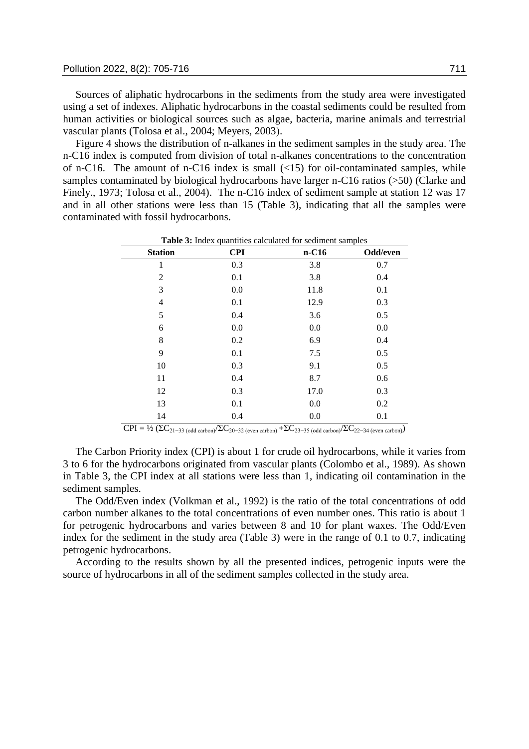Sources of aliphatic hydrocarbons in the sediments from the study area were investigated using a set of indexes. Aliphatic hydrocarbons in the coastal sediments could be resulted from human activities or biological sources such as algae, bacteria, marine animals and terrestrial vascular plants (Tolosa et al., 2004; Meyers, 2003).

Figure 4 shows the distribution of n-alkanes in the sediment samples in the study area. The n-C16 index is computed from division of total n-alkanes concentrations to the concentration of n-C16. The amount of n-C16 index is small (<15) for oil-contaminated samples, while samples contaminated by biological hydrocarbons have larger n-C16 ratios (>50) (Clarke and Finely., 1973; Tolosa et al., 2004). The n-C16 index of sediment sample at station 12 was 17 and in all other stations were less than 15 (Table 3), indicating that all the samples were contaminated with fossil hydrocarbons.

**Table 3:** Index quantities calculated for sediment samples

| Station | CPI | n-C16 | Odd/even |
|---|---|---|---|
| 1 | 0.3 | 3.8 | 0.7 |
| 2 | 0.1 | 3.8 | 0.4 |
| 3 | 0.0 | 11.8 | 0.1 |
| 4 | 0.1 | 12.9 | 0.3 |
| 5 | 0.4 | 3.6 | 0.5 |
| 6 | 0.0 | 0.0 | 0.0 |
| 8 | 0.2 | 6.9 | 0.4 |
| 9 | 0.1 | 7.5 | 0.5 |
| 10 | 0.3 | 9.1 | 0.5 |
| 11 | 0.4 | 8.7 | 0.6 |
| 12 | 0.3 | 17.0 | 0.3 |
| 13 | 0.1 | 0.0 | 0.2 |
| 14 | 0.4 | 0.0 | 0.1 |

$CPI = ½ (ΣC_{21–33\ (odd\ carbon)}/ΣC_{20–32\ (even\ carbon)} + ΣC_{23–35\ (odd\ carbon)}/ΣC_{22–34\ (even\ carbon)})$

The Carbon Priority index (CPI) is about 1 for crude oil hydrocarbons, while it varies from 3 to 6 for the hydrocarbons originated from vascular plants (Colombo et al., 1989). As shown in Table 3, the CPI index at all stations were less than 1, indicating oil contamination in the sediment samples.

The Odd/Even index (Volkman et al., 1992) is the ratio of the total concentrations of odd carbon number alkanes to the total concentrations of even number ones. This ratio is about 1 for petrogenic hydrocarbons and varies between 8 and 10 for plant waxes. The Odd/Even index for the sediment in the study area (Table 3) were in the range of 0.1 to 0.7, indicating petrogenic hydrocarbons.

According to the results shown by all the presented indices, petrogenic inputs were the source of hydrocarbons in all of the sediment samples collected in the study area.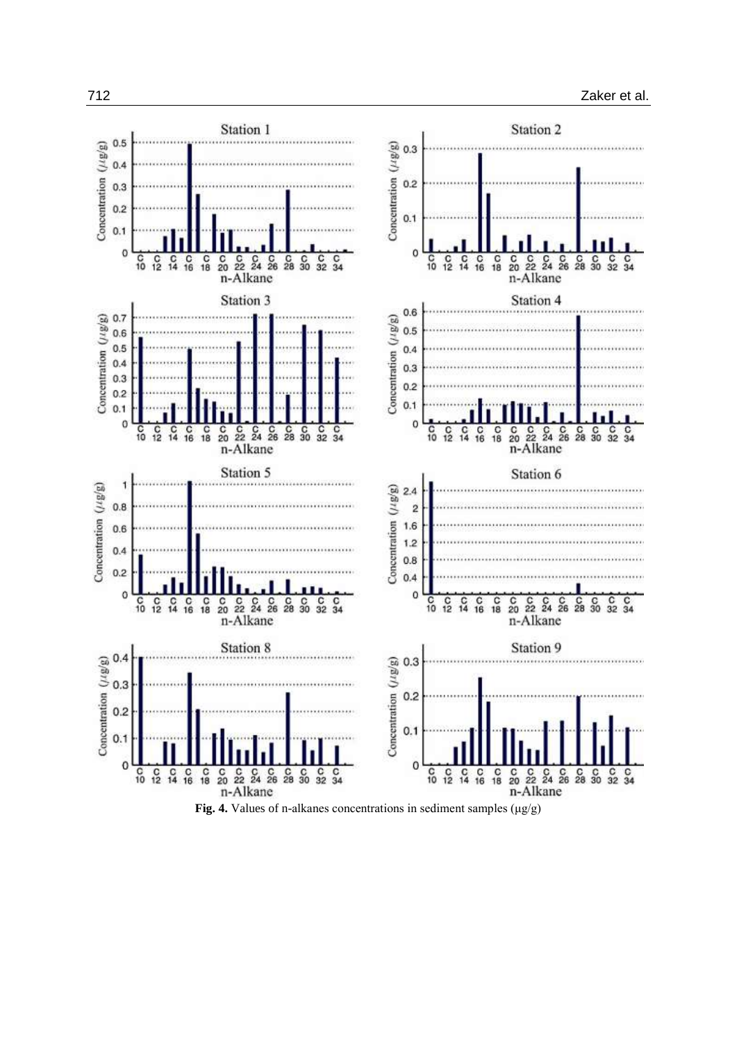**Fig. 4.** Values of n-alkanes concentrations in sediment samples (μg/g)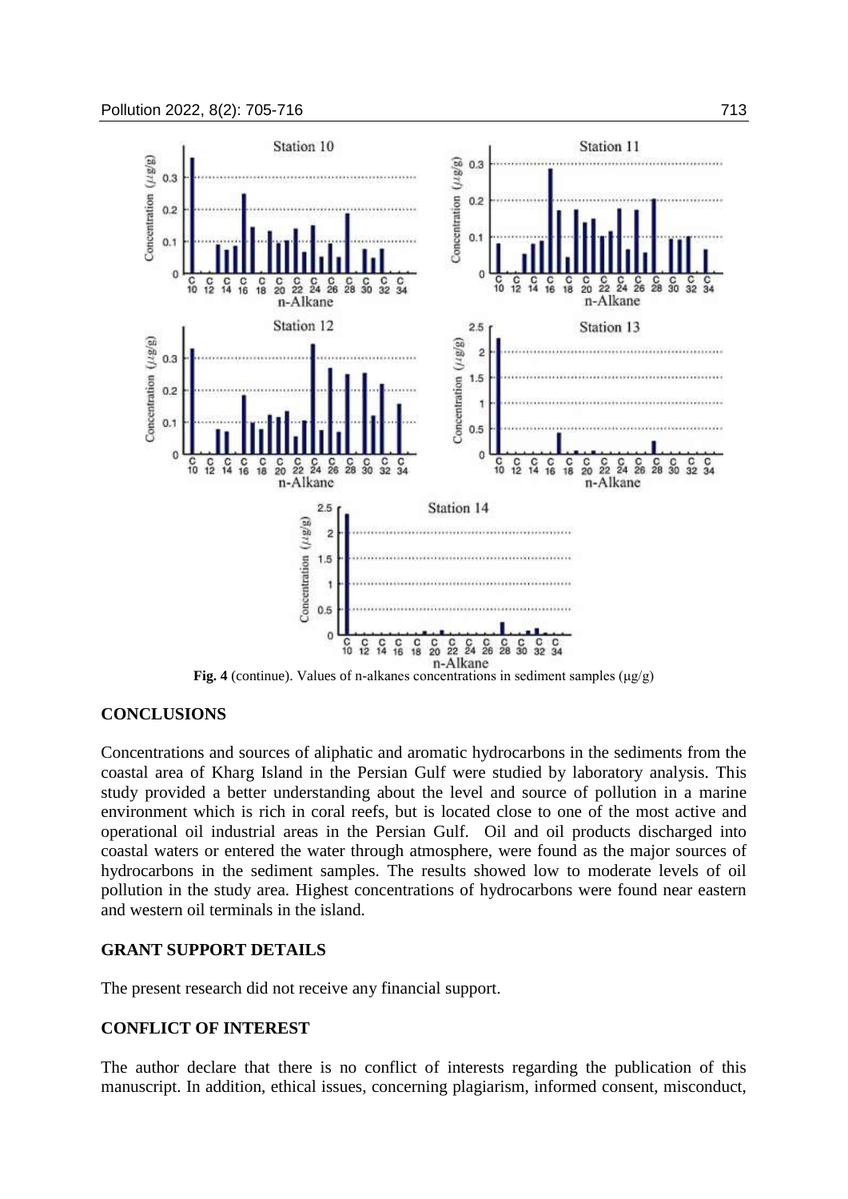**Fig. 4** (continue). Values of n-alkanes concentrations in sediment samples (μg/g)

## CONCLUSIONS

Concentrations and sources of aliphatic and aromatic hydrocarbons in the sediments from the coastal area of Kharg Island in the Persian Gulf were studied by laboratory analysis. This study provided a better understanding about the level and source of pollution in a marine environment which is rich in coral reefs, but is located close to one of the most active and operational oil industrial areas in the Persian Gulf. Oil and oil products discharged into coastal waters or entered the water through atmosphere, were found as the major sources of hydrocarbons in the sediment samples. The results showed low to moderate levels of oil pollution in the study area. Highest concentrations of hydrocarbons were found near eastern and western oil terminals in the island.

## GRANT SUPPORT DETAILS

The present research did not receive any financial support.

## CONFLICT OF INTEREST

The author declare that there is no conflict of interests regarding the publication of this manuscript. In addition, ethical issues, concerning plagiarism, informed consent, misconduct,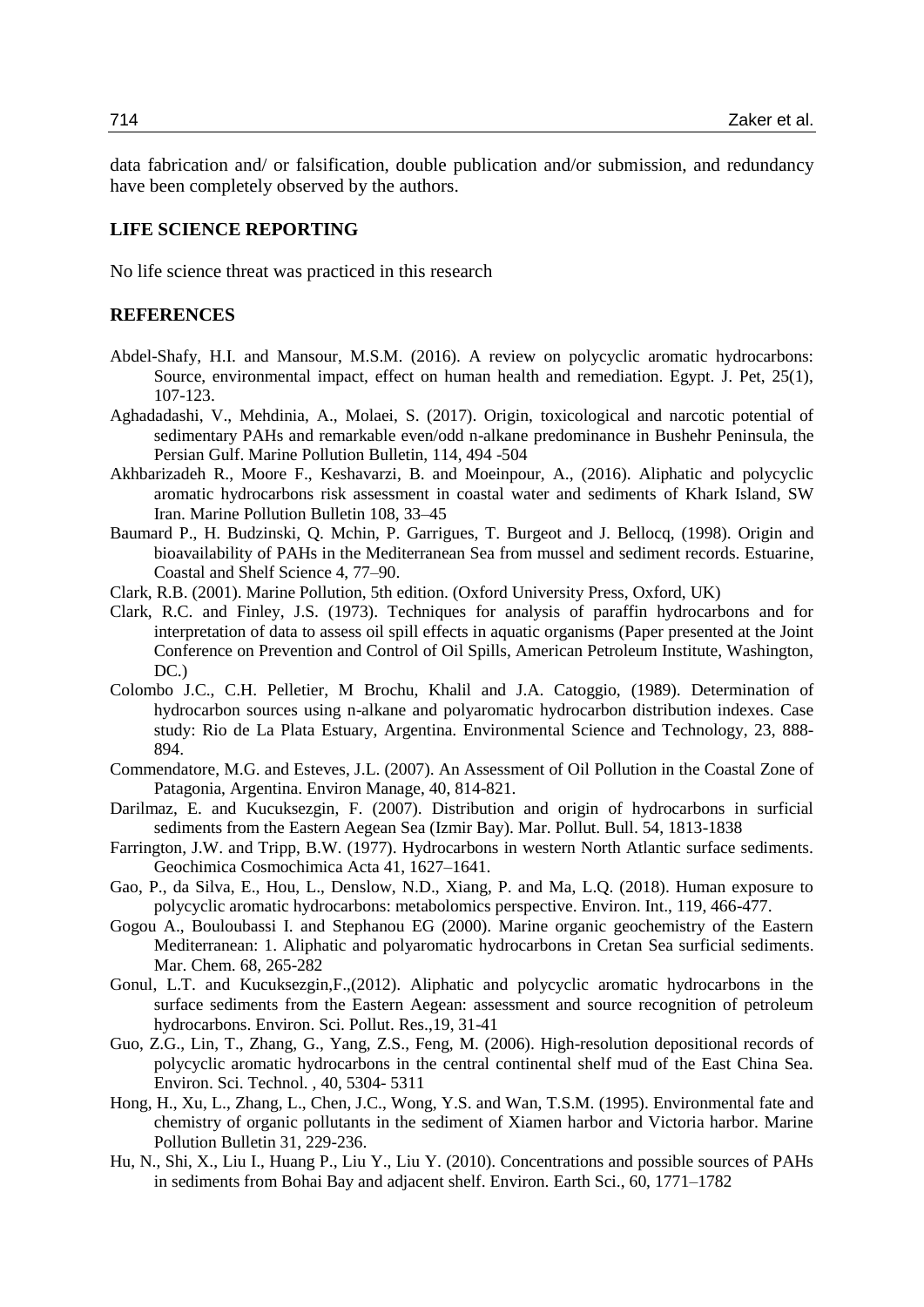data fabrication and/ or falsification, double publication and/or submission, and redundancy have been completely observed by the authors.

## LIFE SCIENCE REPORTING

No life science threat was practiced in this research

## REFERENCES

Abdel-Shafy, H.I. and Mansour, M.S.M. (2016). A review on polycyclic aromatic hydrocarbons: Source, environmental impact, effect on human health and remediation. Egypt. J. Pet, 25(1), 107-123.

Aghadadashi, V., Mehdinia, A., Molaei, S. (2017). Origin, toxicological and narcotic potential of sedimentary PAHs and remarkable even/odd n-alkane predominance in Bushehr Peninsula, the Persian Gulf. Marine Pollution Bulletin, 114, 494 -504

Akhbarizadeh R., Moore F., Keshavarzi, B. and Moeinpour, A., (2016). Aliphatic and polycyclic aromatic hydrocarbons risk assessment in coastal water and sediments of Khark Island, SW Iran. Marine Pollution Bulletin 108, 33–45

Baumard P., H. Budzinski, Q. Mchin, P. Garrigues, T. Burgeot and J. Bellocq, (1998). Origin and bioavailability of PAHs in the Mediterranean Sea from mussel and sediment records. Estuarine, Coastal and Shelf Science 4, 77–90.

Clark, R.B. (2001). Marine Pollution, 5th edition. (Oxford University Press, Oxford, UK)

Clark, R.C. and Finley, J.S. (1973). Techniques for analysis of paraffin hydrocarbons and for interpretation of data to assess oil spill effects in aquatic organisms (Paper presented at the Joint Conference on Prevention and Control of Oil Spills, American Petroleum Institute, Washington, DC.)

Colombo J.C., C.H. Pelletier, M Brochu, Khalil and J.A. Catoggio, (1989). Determination of hydrocarbon sources using n-alkane and polyaromatic hydrocarbon distribution indexes. Case study: Rio de La Plata Estuary, Argentina. Environmental Science and Technology, 23, 888-894.

Commendatore, M.G. and Esteves, J.L. (2007). An Assessment of Oil Pollution in the Coastal Zone of Patagonia, Argentina. Environ Manage, 40, 814-821.

Darilmaz, E. and Kucuksezgin, F. (2007). Distribution and origin of hydrocarbons in surficial sediments from the Eastern Aegean Sea (Izmir Bay). Mar. Pollut. Bull. 54, 1813-1838

Farrington, J.W. and Tripp, B.W. (1977). Hydrocarbons in western North Atlantic surface sediments. Geochimica Cosmochimica Acta 41, 1627–1641.

Gao, P., da Silva, E., Hou, L., Denslow, N.D., Xiang, P. and Ma, L.Q. (2018). Human exposure to polycyclic aromatic hydrocarbons: metabolomics perspective. Environ. Int., 119, 466-477.

Gogou A., Bouloubassi I. and Stephanou EG (2000). Marine organic geochemistry of the Eastern Mediterranean: 1. Aliphatic and polyaromatic hydrocarbons in Cretan Sea surficial sediments. Mar. Chem. 68, 265-282

Gonul, L.T. and Kucuksezgin,F.,(2012). Aliphatic and polycyclic aromatic hydrocarbons in the surface sediments from the Eastern Aegean: assessment and source recognition of petroleum hydrocarbons. Environ. Sci. Pollut. Res.,19, 31-41

Guo, Z.G., Lin, T., Zhang, G., Yang, Z.S., Feng, M. (2006). High-resolution depositional records of polycyclic aromatic hydrocarbons in the central continental shelf mud of the East China Sea. Environ. Sci. Technol. , 40, 5304- 5311

Hong, H., Xu, L., Zhang, L., Chen, J.C., Wong, Y.S. and Wan, T.S.M. (1995). Environmental fate and chemistry of organic pollutants in the sediment of Xiamen harbor and Victoria harbor. Marine Pollution Bulletin 31, 229-236.

Hu, N., Shi, X., Liu I., Huang P., Liu Y., Liu Y. (2010). Concentrations and possible sources of PAHs in sediments from Bohai Bay and adjacent shelf. Environ. Earth Sci., 60, 1771–1782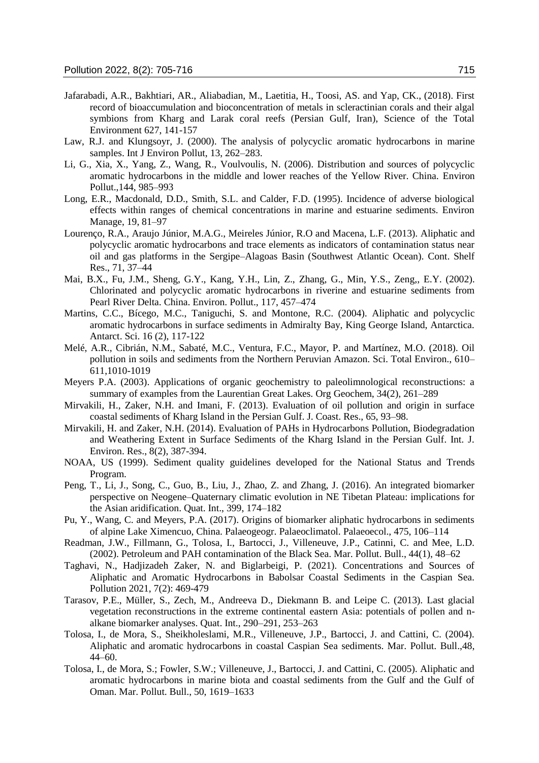Jafarabadi, A.R., Bakhtiari, AR., Aliabadian, M., Laetitia, H., Toosi, AS. and Yap, CK., (2018). First record of bioaccumulation and bioconcentration of metals in scleractinian corals and their algal symbions from Kharg and Larak coral reefs (Persian Gulf, Iran), Science of the Total Environment 627, 141-157

Law, R.J. and Klungsoyr, J. (2000). The analysis of polycyclic aromatic hydrocarbons in marine samples. Int J Environ Pollut, 13, 262–283.

Li, G., Xia, X., Yang, Z., Wang, R., Voulvoulis, N. (2006). Distribution and sources of polycyclic aromatic hydrocarbons in the middle and lower reaches of the Yellow River. China. Environ Pollut.,144, 985–993

Long, E.R., Macdonald, D.D., Smith, S.L. and Calder, F.D. (1995). Incidence of adverse biological effects within ranges of chemical concentrations in marine and estuarine sediments. Environ Manage, 19, 81–97

Lourenço, R.A., Araujo Júnior, M.A.G., Meireles Júnior, R.O and Macena, L.F. (2013). Aliphatic and polycyclic aromatic hydrocarbons and trace elements as indicators of contamination status near oil and gas platforms in the Sergipe–Alagoas Basin (Southwest Atlantic Ocean). Cont. Shelf Res., 71, 37–44

Mai, B.X., Fu, J.M., Sheng, G.Y., Kang, Y.H., Lin, Z., Zhang, G., Min, Y.S., Zeng,, E.Y. (2002). Chlorinated and polycyclic aromatic hydrocarbons in riverine and estuarine sediments from Pearl River Delta. China. Environ. Pollut., 117, 457–474

Martins, C.C., Bícego, M.C., Taniguchi, S. and Montone, R.C. (2004). Aliphatic and polycyclic aromatic hydrocarbons in surface sediments in Admiralty Bay, King George Island, Antarctica. Antarct. Sci. 16 (2), 117-122

Melé, A.R., Cibrián, N.M., Sabaté, M.C., Ventura, F.C., Mayor, P. and Martínez, M.O. (2018). Oil pollution in soils and sediments from the Northern Peruvian Amazon. Sci. Total Environ., 610–611,1010-1019

Meyers P.A. (2003). Applications of organic geochemistry to paleolimnological reconstructions: a summary of examples from the Laurentian Great Lakes. Org Geochem, 34(2), 261–289

Mirvakili, H., Zaker, N.H. and Imani, F. (2013). Evaluation of oil pollution and origin in surface coastal sediments of Kharg Island in the Persian Gulf. J. Coast. Res., 65, 93–98.

Mirvakili, H. and Zaker, N.H. (2014). Evaluation of PAHs in Hydrocarbons Pollution, Biodegradation and Weathering Extent in Surface Sediments of the Kharg Island in the Persian Gulf. Int. J. Environ. Res., 8(2), 387-394.

NOAA, US (1999). Sediment quality guidelines developed for the National Status and Trends Program.

Peng, T., Li, J., Song, C., Guo, B., Liu, J., Zhao, Z. and Zhang, J. (2016). An integrated biomarker perspective on Neogene–Quaternary climatic evolution in NE Tibetan Plateau: implications for the Asian aridification. Quat. Int., 399, 174–182

Pu, Y., Wang, C. and Meyers, P.A. (2017). Origins of biomarker aliphatic hydrocarbons in sediments of alpine Lake Ximencuo, China. Palaeogeogr. Palaeoclimatol. Palaeoecol., 475, 106–114

Readman, J.W., Fillmann, G., Tolosa, I., Bartocci, J., Villeneuve, J.P., Catinni, C. and Mee, L.D. (2002). Petroleum and PAH contamination of the Black Sea. Mar. Pollut. Bull., 44(1), 48–62

Taghavi, N., Hadjizadeh Zaker, N. and Biglarbeigi, P. (2021). Concentrations and Sources of Aliphatic and Aromatic Hydrocarbons in Babolsar Coastal Sediments in the Caspian Sea. Pollution 2021, 7(2): 469-479

Tarasov, P.E., Müller, S., Zech, M., Andreeva D., Diekmann B. and Leipe C. (2013). Last glacial vegetation reconstructions in the extreme continental eastern Asia: potentials of pollen and n-alkane biomarker analyses. Quat. Int., 290–291, 253–263

Tolosa, I., de Mora, S., Sheikholeslami, M.R., Villeneuve, J.P., Bartocci, J. and Cattini, C. (2004). Aliphatic and aromatic hydrocarbons in coastal Caspian Sea sediments. Mar. Pollut. Bull.,48, 44–60.

Tolosa, I., de Mora, S.; Fowler, S.W.; Villeneuve, J., Bartocci, J. and Cattini, C. (2005). Aliphatic and aromatic hydrocarbons in marine biota and coastal sediments from the Gulf and the Gulf of Oman. Mar. Pollut. Bull., 50, 1619–1633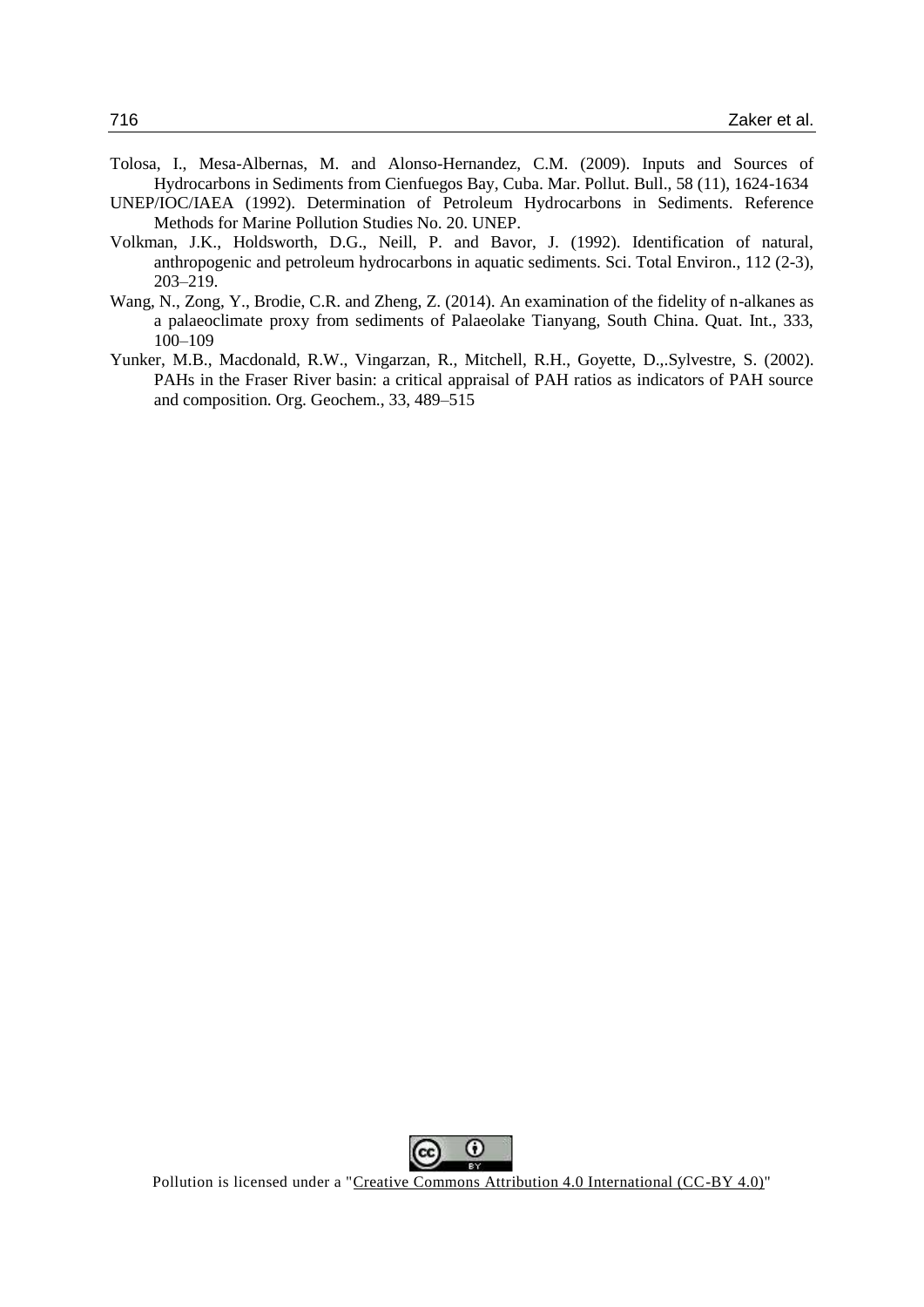Tolosa, I., Mesa-Albernas, M. and Alonso-Hernandez, C.M. (2009). Inputs and Sources of Hydrocarbons in Sediments from Cienfuegos Bay, Cuba. Mar. Pollut. Bull., 58 (11), 1624-1634

UNEP/IOC/IAEA (1992). Determination of Petroleum Hydrocarbons in Sediments. Reference Methods for Marine Pollution Studies No. 20. UNEP.

Volkman, J.K., Holdsworth, D.G., Neill, P. and Bavor, J. (1992). Identification of natural, anthropogenic and petroleum hydrocarbons in aquatic sediments. Sci. Total Environ., 112 (2-3), 203–219.

Wang, N., Zong, Y., Brodie, C.R. and Zheng, Z. (2014). An examination of the fidelity of n-alkanes as a palaeoclimate proxy from sediments of Palaeolake Tianyang, South China. Quat. Int., 333, 100–109

Yunker, M.B., Macdonald, R.W., Vingarzan, R., Mitchell, R.H., Goyette, D.,.Sylvestre, S. (2002). PAHs in the Fraser River basin: a critical appraisal of PAH ratios as indicators of PAH source and composition. Org. Geochem., 33, 489–515

Pollution is licensed under a "Creative Commons Attribution 4.0 International (CC-BY 4.0)"